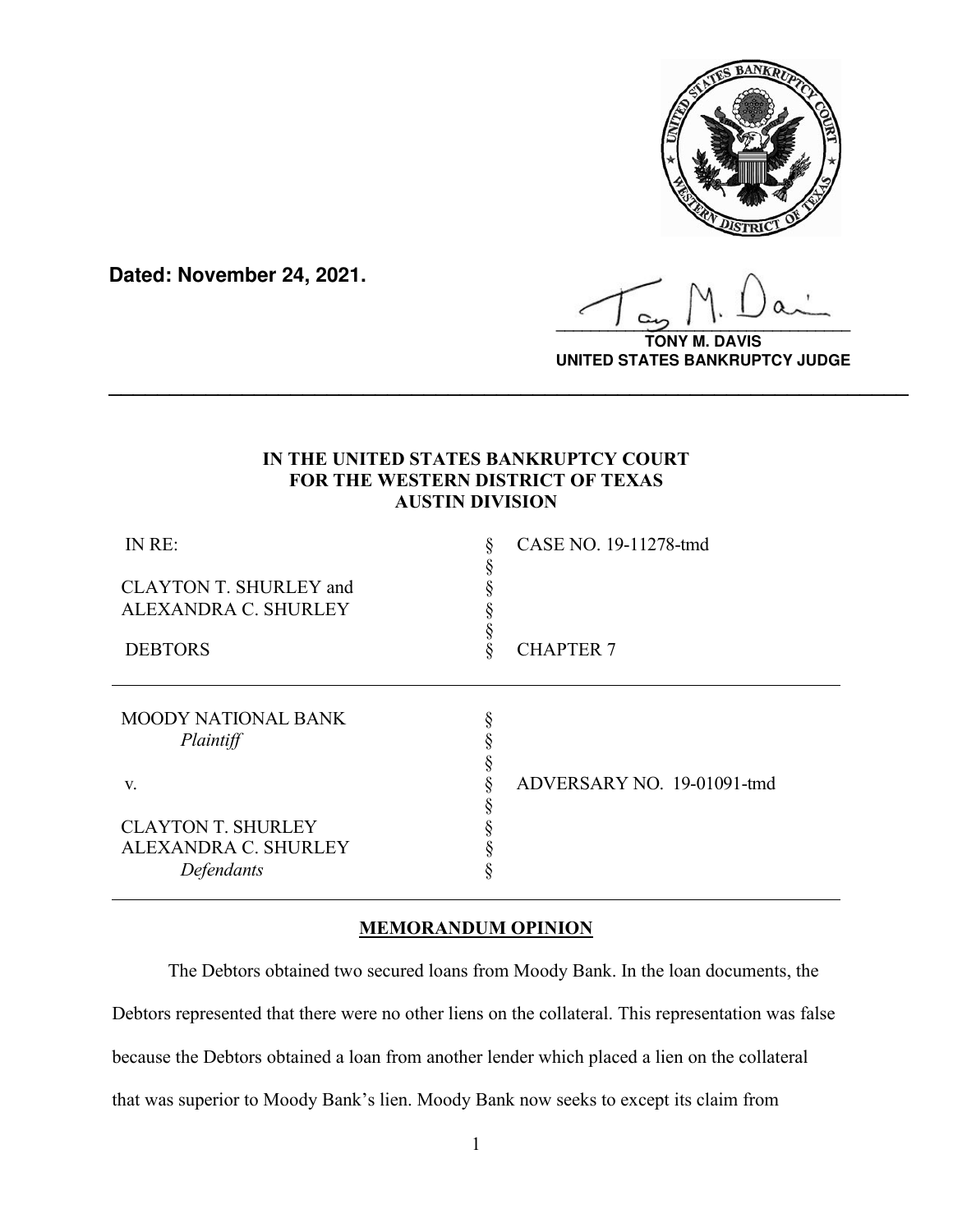**Dated: November 24, 2021.**

**TONY M. DAVIS**
**UNITED STATES BANKRUPTCY JUDGE**

---

**IN THE UNITED STATES BANKRUPTCY COURT**
**FOR THE WESTERN DISTRICT OF TEXAS**
**AUSTIN DIVISION**

| | | |
|---|---|---|
| IN RE: | § | CASE NO. 19-11278-tmd |
| | § | |
| CLAYTON T. SHURLEY and | § | |
| ALEXANDRA C. SHURLEY | § | |
| | § | |
| DEBTORS | § | CHAPTER 7 |

| | | |
|---|---|---|
| MOODY NATIONAL BANK | § | |
| *Plaintiff* | § | |
| | § | |
| v. | § | ADVERSARY NO. 19-01091-tmd |
| | § | |
| CLAYTON T. SHURLEY | § | |
| ALEXANDRA C. SHURLEY | § | |
| *Defendants* | § | |

## MEMORANDUM OPINION

The Debtors obtained two secured loans from Moody Bank. In the loan documents, the Debtors represented that there were no other liens on the collateral. This representation was false because the Debtors obtained a loan from another lender which placed a lien on the collateral that was superior to Moody Bank's lien. Moody Bank now seeks to except its claim from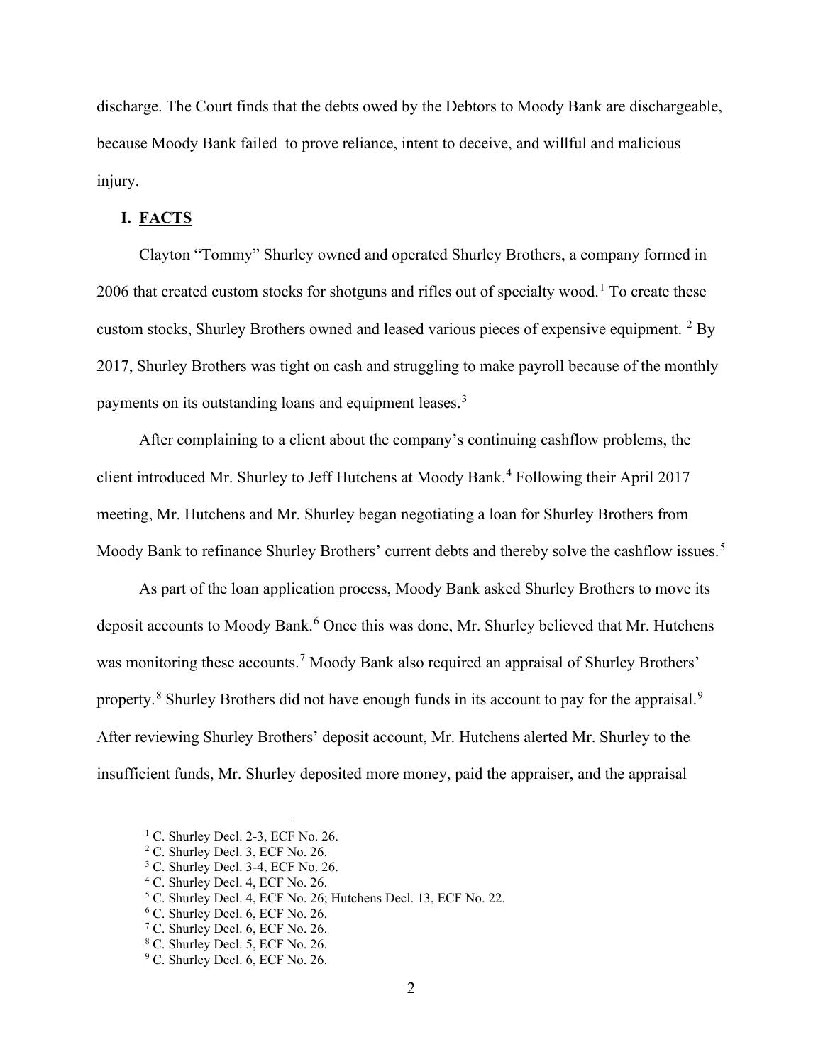discharge. The Court finds that the debts owed by the Debtors to Moody Bank are dischargeable, because Moody Bank failed to prove reliance, intent to deceive, and willful and malicious injury.

## I. FACTS

Clayton "Tommy" Shurley owned and operated Shurley Brothers, a company formed in 2006 that created custom stocks for shotguns and rifles out of specialty wood.[1] To create these custom stocks, Shurley Brothers owned and leased various pieces of expensive equipment.[2] By 2017, Shurley Brothers was tight on cash and struggling to make payroll because of the monthly payments on its outstanding loans and equipment leases.[3]

After complaining to a client about the company's continuing cashflow problems, the client introduced Mr. Shurley to Jeff Hutchens at Moody Bank.[4] Following their April 2017 meeting, Mr. Hutchens and Mr. Shurley began negotiating a loan for Shurley Brothers from Moody Bank to refinance Shurley Brothers' current debts and thereby solve the cashflow issues.[5]

As part of the loan application process, Moody Bank asked Shurley Brothers to move its deposit accounts to Moody Bank.[6] Once this was done, Mr. Shurley believed that Mr. Hutchens was monitoring these accounts.[7] Moody Bank also required an appraisal of Shurley Brothers' property.[8] Shurley Brothers did not have enough funds in its account to pay for the appraisal.[9] After reviewing Shurley Brothers' deposit account, Mr. Hutchens alerted Mr. Shurley to the insufficient funds, Mr. Shurley deposited more money, paid the appraiser, and the appraisal

---

[1] C. Shurley Decl. 2-3, ECF No. 26.
[2] C. Shurley Decl. 3, ECF No. 26.
[3] C. Shurley Decl. 3-4, ECF No. 26.
[4] C. Shurley Decl. 4, ECF No. 26.
[5] C. Shurley Decl. 4, ECF No. 26; Hutchens Decl. 13, ECF No. 22.
[6] C. Shurley Decl. 6, ECF No. 26.
[7] C. Shurley Decl. 6, ECF No. 26.
[8] C. Shurley Decl. 5, ECF No. 26.
[9] C. Shurley Decl. 6, ECF No. 26.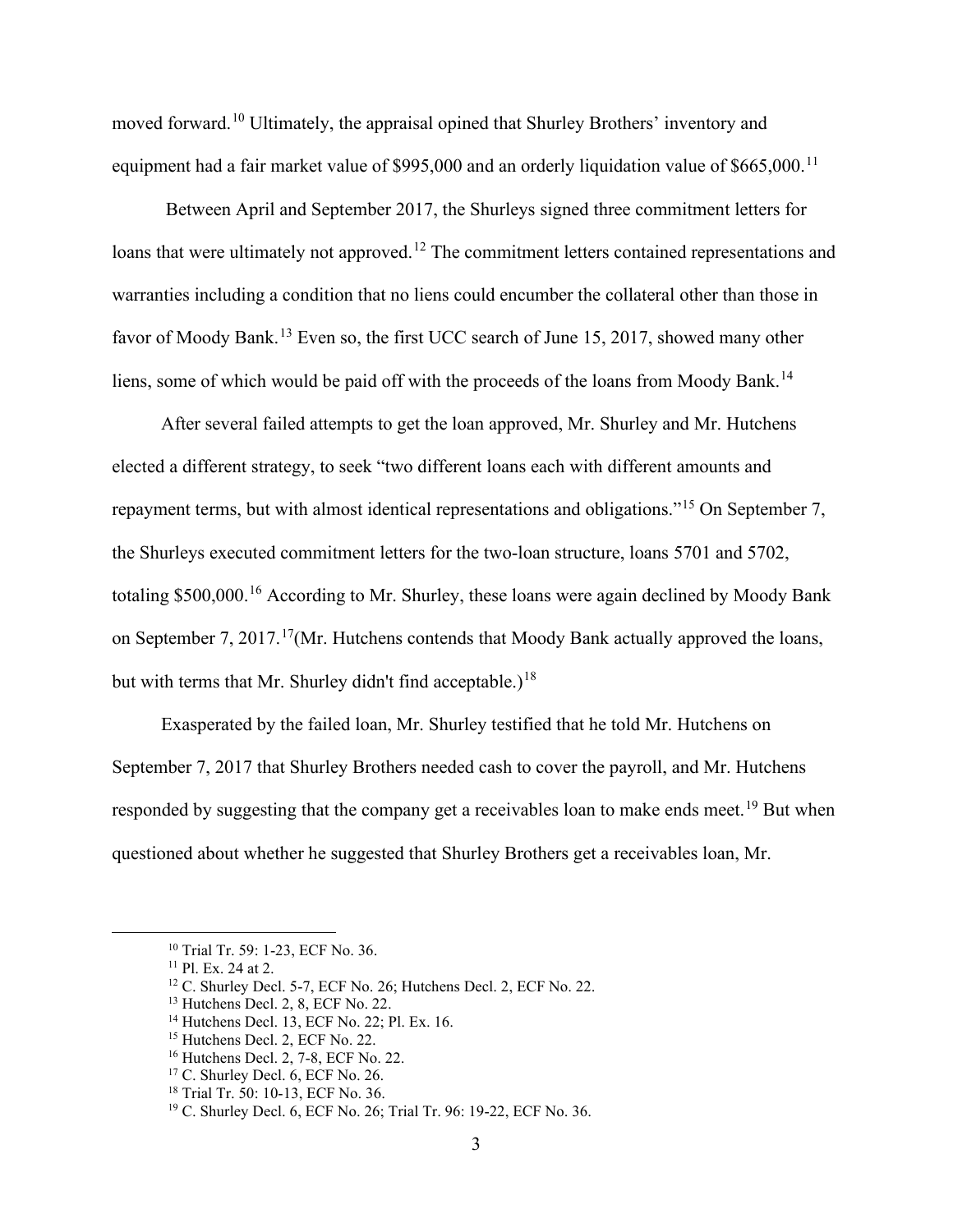moved forward.[10] Ultimately, the appraisal opined that Shurley Brothers' inventory and equipment had a fair market value of $995,000 and an orderly liquidation value of $665,000.[11]

Between April and September 2017, the Shurleys signed three commitment letters for loans that were ultimately not approved.[12] The commitment letters contained representations and warranties including a condition that no liens could encumber the collateral other than those in favor of Moody Bank.[13] Even so, the first UCC search of June 15, 2017, showed many other liens, some of which would be paid off with the proceeds of the loans from Moody Bank.[14]

After several failed attempts to get the loan approved, Mr. Shurley and Mr. Hutchens elected a different strategy, to seek "two different loans each with different amounts and repayment terms, but with almost identical representations and obligations."[15] On September 7, the Shurleys executed commitment letters for the two-loan structure, loans 5701 and 5702, totaling $500,000.[16] According to Mr. Shurley, these loans were again declined by Moody Bank on September 7, 2017.[17](Mr. Hutchens contends that Moody Bank actually approved the loans, but with terms that Mr. Shurley didn't find acceptable.)[18]

Exasperated by the failed loan, Mr. Shurley testified that he told Mr. Hutchens on September 7, 2017 that Shurley Brothers needed cash to cover the payroll, and Mr. Hutchens responded by suggesting that the company get a receivables loan to make ends meet.[19] But when questioned about whether he suggested that Shurley Brothers get a receivables loan, Mr.

---

[10] Trial Tr. 59: 1-23, ECF No. 36.

[11] Pl. Ex. 24 at 2.

[12] C. Shurley Decl. 5-7, ECF No. 26; Hutchens Decl. 2, ECF No. 22.

[13] Hutchens Decl. 2, 8, ECF No. 22.

[14] Hutchens Decl. 13, ECF No. 22; Pl. Ex. 16.

[15] Hutchens Decl. 2, ECF No. 22.

[16] Hutchens Decl. 2, 7-8, ECF No. 22.

[17] C. Shurley Decl. 6, ECF No. 26.

[18] Trial Tr. 50: 10-13, ECF No. 36.

[19] C. Shurley Decl. 6, ECF No. 26; Trial Tr. 96: 19-22, ECF No. 36.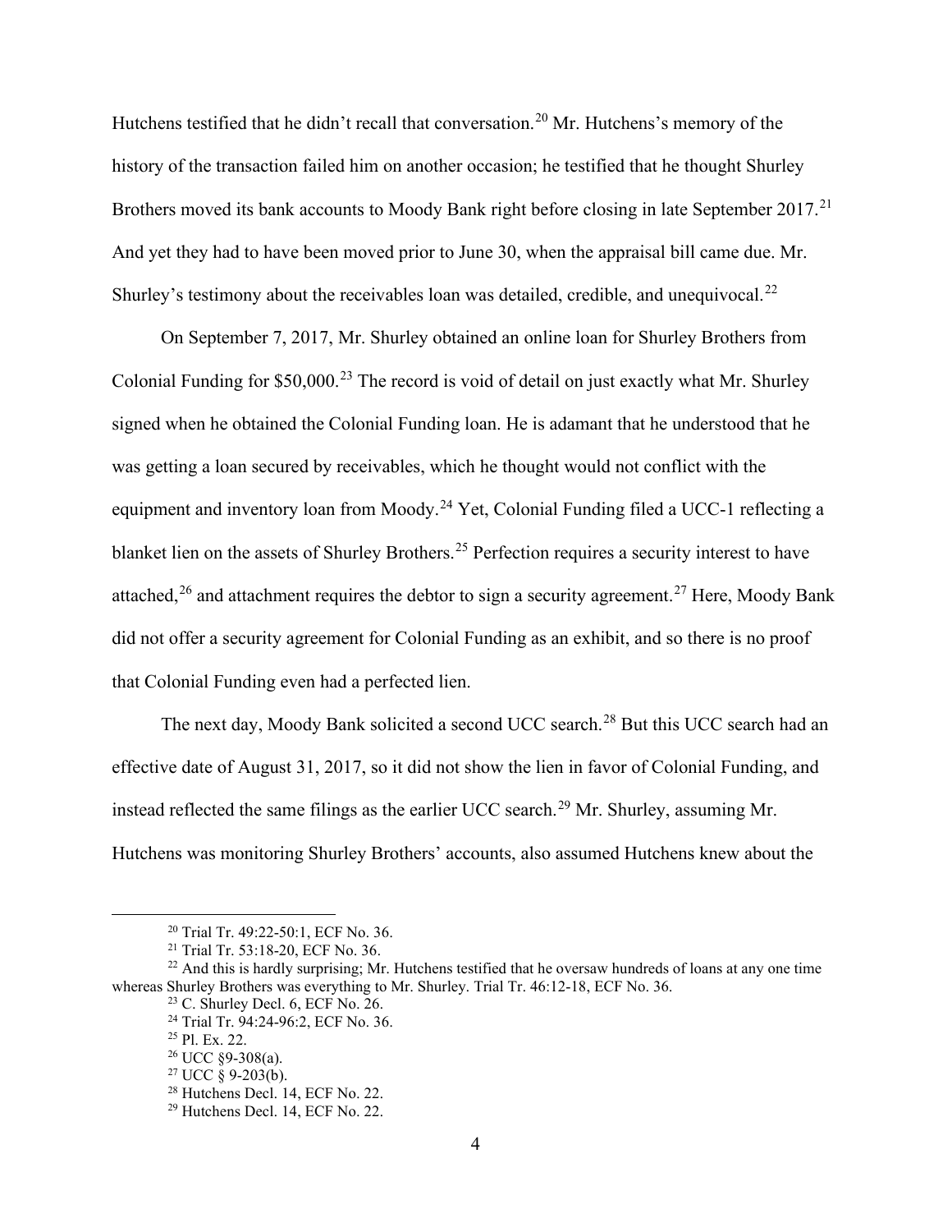Hutchens testified that he didn't recall that conversation.[20] Mr. Hutchens's memory of the history of the transaction failed him on another occasion; he testified that he thought Shurley Brothers moved its bank accounts to Moody Bank right before closing in late September 2017.[21] And yet they had to have been moved prior to June 30, when the appraisal bill came due. Mr. Shurley's testimony about the receivables loan was detailed, credible, and unequivocal.[22]

On September 7, 2017, Mr. Shurley obtained an online loan for Shurley Brothers from Colonial Funding for $50,000.[23] The record is void of detail on just exactly what Mr. Shurley signed when he obtained the Colonial Funding loan. He is adamant that he understood that he was getting a loan secured by receivables, which he thought would not conflict with the equipment and inventory loan from Moody.[24] Yet, Colonial Funding filed a UCC-1 reflecting a blanket lien on the assets of Shurley Brothers.[25] Perfection requires a security interest to have attached,[26] and attachment requires the debtor to sign a security agreement.[27] Here, Moody Bank did not offer a security agreement for Colonial Funding as an exhibit, and so there is no proof that Colonial Funding even had a perfected lien.

The next day, Moody Bank solicited a second UCC search.[28] But this UCC search had an effective date of August 31, 2017, so it did not show the lien in favor of Colonial Funding, and instead reflected the same filings as the earlier UCC search.[29] Mr. Shurley, assuming Mr. Hutchens was monitoring Shurley Brothers' accounts, also assumed Hutchens knew about the

---

[20] Trial Tr. 49:22-50:1, ECF No. 36.

[21] Trial Tr. 53:18-20, ECF No. 36.

[22] And this is hardly surprising; Mr. Hutchens testified that he oversaw hundreds of loans at any one time whereas Shurley Brothers was everything to Mr. Shurley. Trial Tr. 46:12-18, ECF No. 36.

[23] C. Shurley Decl. 6, ECF No. 26.

[24] Trial Tr. 94:24-96:2, ECF No. 36.

[25] Pl. Ex. 22.

[26] UCC §9-308(a).

[27] UCC § 9-203(b).

[28] Hutchens Decl. 14, ECF No. 22.

[29] Hutchens Decl. 14, ECF No. 22.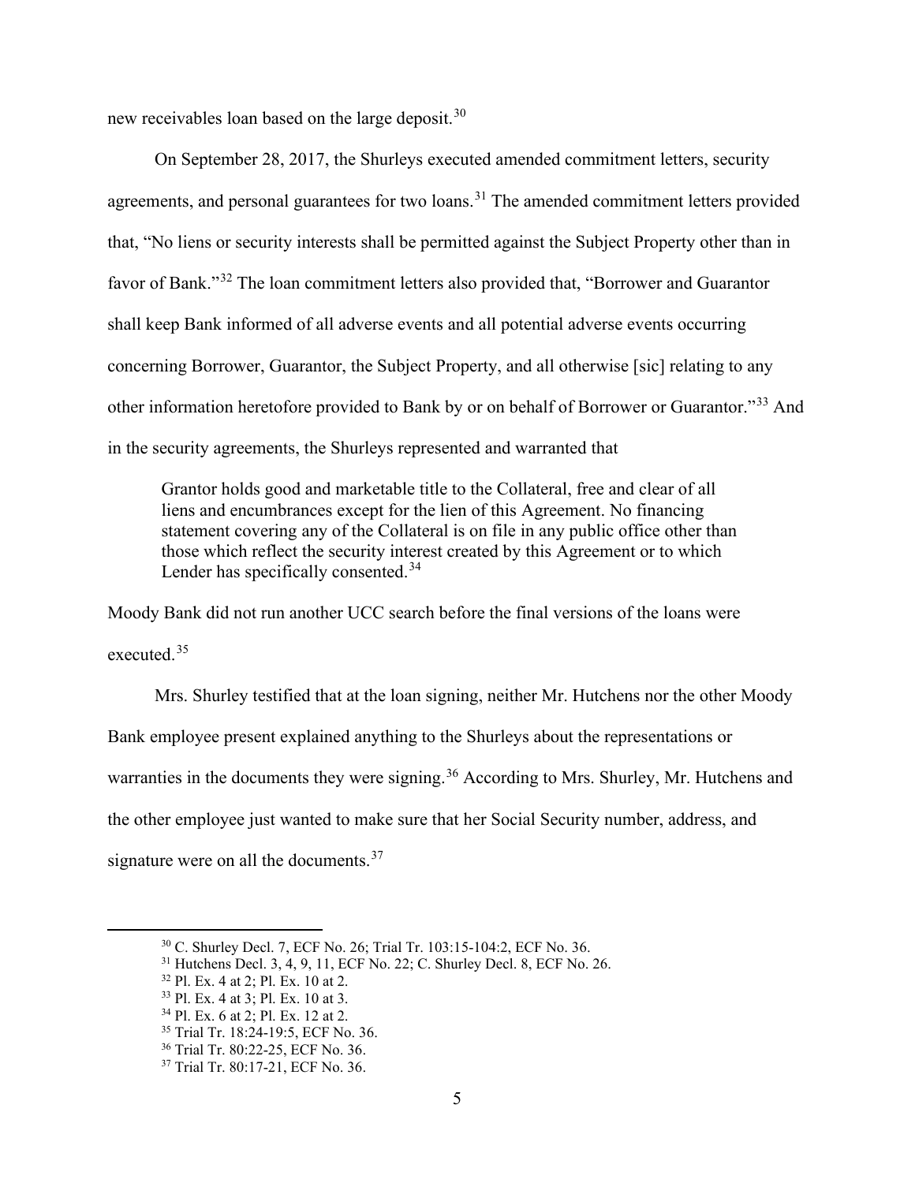new receivables loan based on the large deposit.[30]

On September 28, 2017, the Shurleys executed amended commitment letters, security agreements, and personal guarantees for two loans.[31] The amended commitment letters provided that, "No liens or security interests shall be permitted against the Subject Property other than in favor of Bank."[32] The loan commitment letters also provided that, "Borrower and Guarantor shall keep Bank informed of all adverse events and all potential adverse events occurring concerning Borrower, Guarantor, the Subject Property, and all otherwise [sic] relating to any other information heretofore provided to Bank by or on behalf of Borrower or Guarantor."[33] And in the security agreements, the Shurleys represented and warranted that

> Grantor holds good and marketable title to the Collateral, free and clear of all liens and encumbrances except for the lien of this Agreement. No financing statement covering any of the Collateral is on file in any public office other than those which reflect the security interest created by this Agreement or to which Lender has specifically consented.[34]

Moody Bank did not run another UCC search before the final versions of the loans were executed.[35]

Mrs. Shurley testified that at the loan signing, neither Mr. Hutchens nor the other Moody Bank employee present explained anything to the Shurleys about the representations or warranties in the documents they were signing.[36] According to Mrs. Shurley, Mr. Hutchens and the other employee just wanted to make sure that her Social Security number, address, and signature were on all the documents.[37]

---

[30] C. Shurley Decl. 7, ECF No. 26; Trial Tr. 103:15-104:2, ECF No. 36.

[31] Hutchens Decl. 3, 4, 9, 11, ECF No. 22; C. Shurley Decl. 8, ECF No. 26.

[32] Pl. Ex. 4 at 2; Pl. Ex. 10 at 2.

[33] Pl. Ex. 4 at 3; Pl. Ex. 10 at 3.

[34] Pl. Ex. 6 at 2; Pl. Ex. 12 at 2.

[35] Trial Tr. 18:24-19:5, ECF No. 36.

[36] Trial Tr. 80:22-25, ECF No. 36.

[37] Trial Tr. 80:17-21, ECF No. 36.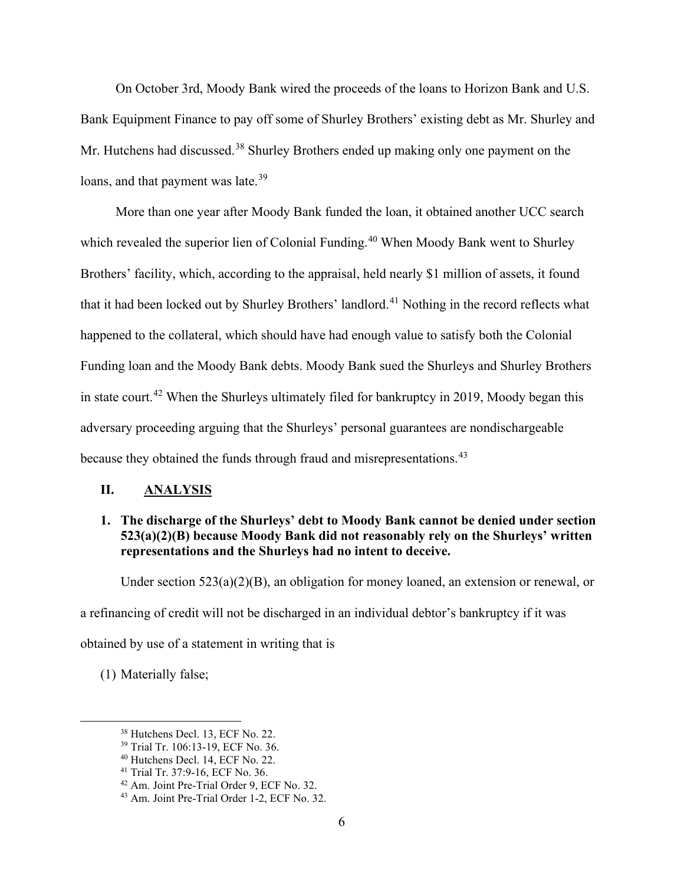On October 3rd, Moody Bank wired the proceeds of the loans to Horizon Bank and U.S. Bank Equipment Finance to pay off some of Shurley Brothers' existing debt as Mr. Shurley and Mr. Hutchens had discussed.[38] Shurley Brothers ended up making only one payment on the loans, and that payment was late.[39]

More than one year after Moody Bank funded the loan, it obtained another UCC search which revealed the superior lien of Colonial Funding.[40] When Moody Bank went to Shurley Brothers' facility, which, according to the appraisal, held nearly $1 million of assets, it found that it had been locked out by Shurley Brothers' landlord.[41] Nothing in the record reflects what happened to the collateral, which should have had enough value to satisfy both the Colonial Funding loan and the Moody Bank debts. Moody Bank sued the Shurleys and Shurley Brothers in state court.[42] When the Shurleys ultimately filed for bankruptcy in 2019, Moody began this adversary proceeding arguing that the Shurleys' personal guarantees are nondischargeable because they obtained the funds through fraud and misrepresentations.[43]

## II. ANALYSIS

### 1. The discharge of the Shurleys' debt to Moody Bank cannot be denied under section 523(a)(2)(B) because Moody Bank did not reasonably rely on the Shurleys' written representations and the Shurleys had no intent to deceive.

Under section 523(a)(2)(B), an obligation for money loaned, an extension or renewal, or a refinancing of credit will not be discharged in an individual debtor's bankruptcy if it was obtained by use of a statement in writing that is

(1) Materially false;

---

[38] Hutchens Decl. 13, ECF No. 22.

[39] Trial Tr. 106:13-19, ECF No. 36.

[40] Hutchens Decl. 14, ECF No. 22.

[41] Trial Tr. 37:9-16, ECF No. 36.

[42] Am. Joint Pre-Trial Order 9, ECF No. 32.

[43] Am. Joint Pre-Trial Order 1-2, ECF No. 32.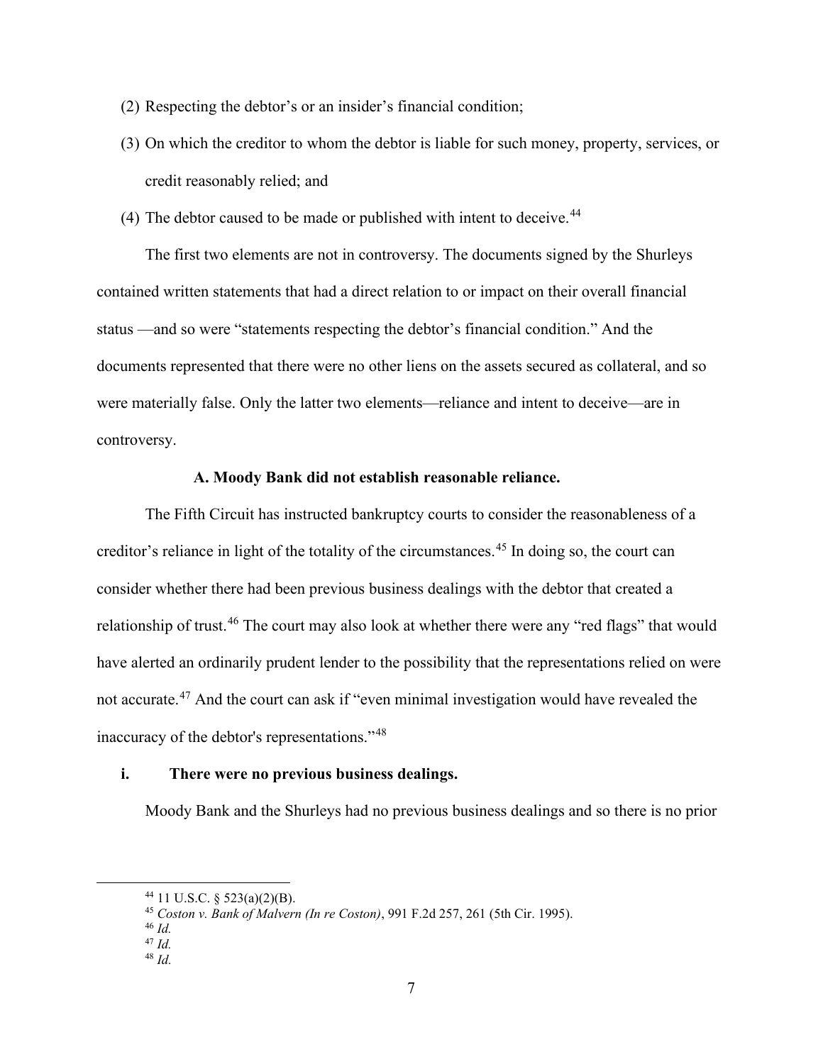(2) Respecting the debtor's or an insider's financial condition;

(3) On which the creditor to whom the debtor is liable for such money, property, services, or credit reasonably relied; and

(4) The debtor caused to be made or published with intent to deceive.[44]

The first two elements are not in controversy. The documents signed by the Shurleys contained written statements that had a direct relation to or impact on their overall financial status —and so were "statements respecting the debtor's financial condition." And the documents represented that there were no other liens on the assets secured as collateral, and so were materially false. Only the latter two elements—reliance and intent to deceive—are in controversy.

**A. Moody Bank did not establish reasonable reliance.**

The Fifth Circuit has instructed bankruptcy courts to consider the reasonableness of a creditor's reliance in light of the totality of the circumstances.[45] In doing so, the court can consider whether there had been previous business dealings with the debtor that created a relationship of trust.[46] The court may also look at whether there were any "red flags" that would have alerted an ordinarily prudent lender to the possibility that the representations relied on were not accurate.[47] And the court can ask if "even minimal investigation would have revealed the inaccuracy of the debtor's representations."[48]

**i. There were no previous business dealings.**

Moody Bank and the Shurleys had no previous business dealings and so there is no prior

[44] 11 U.S.C. § 523(a)(2)(B).

[45] *Coston v. Bank of Malvern (In re Coston)*, 991 F.2d 257, 261 (5th Cir. 1995).

[46] *Id.*

[47] *Id.*

[48] *Id.*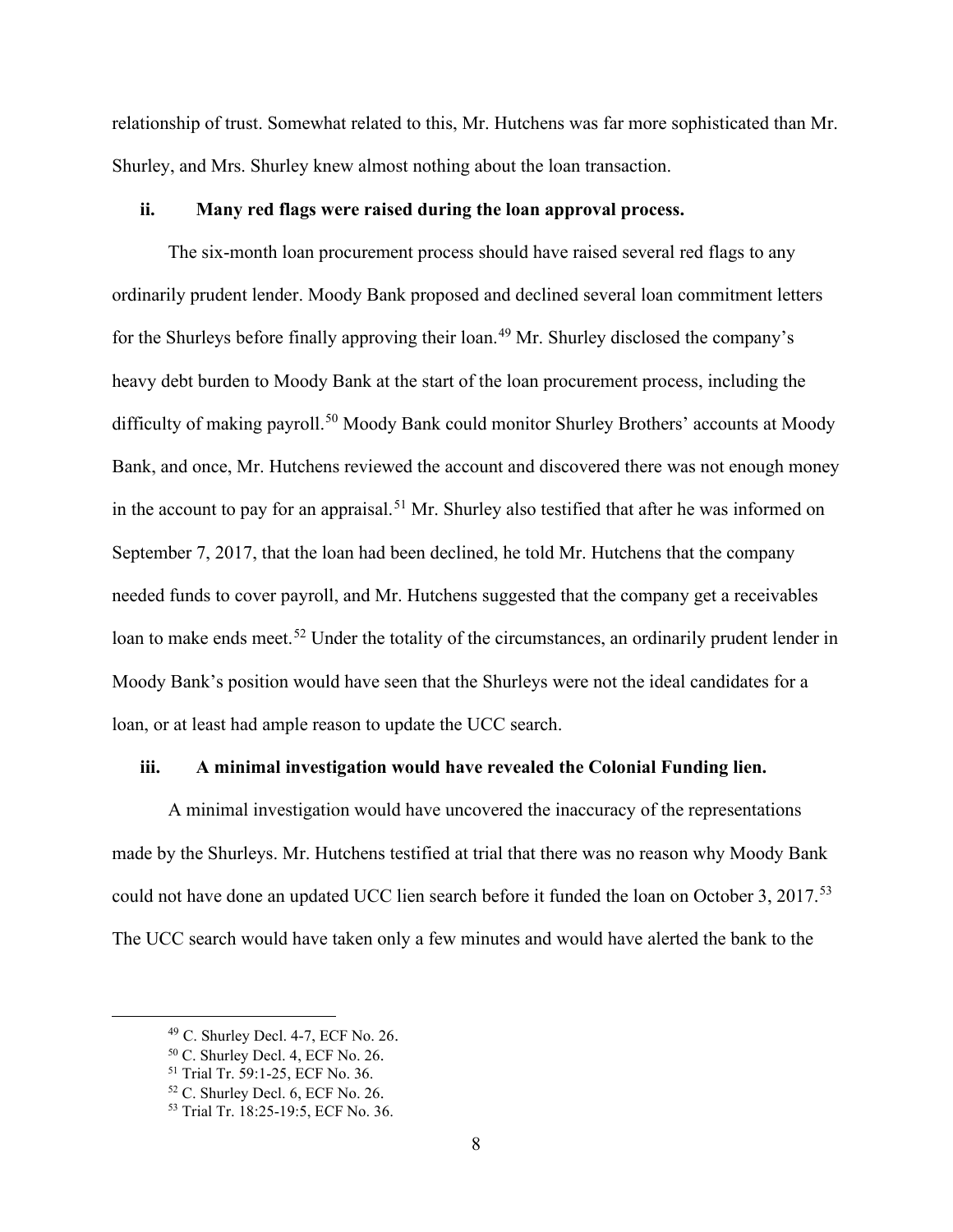relationship of trust. Somewhat related to this, Mr. Hutchens was far more sophisticated than Mr. Shurley, and Mrs. Shurley knew almost nothing about the loan transaction.

### ii. Many red flags were raised during the loan approval process.

The six-month loan procurement process should have raised several red flags to any ordinarily prudent lender. Moody Bank proposed and declined several loan commitment letters for the Shurleys before finally approving their loan.[49] Mr. Shurley disclosed the company's heavy debt burden to Moody Bank at the start of the loan procurement process, including the difficulty of making payroll.[50] Moody Bank could monitor Shurley Brothers' accounts at Moody Bank, and once, Mr. Hutchens reviewed the account and discovered there was not enough money in the account to pay for an appraisal.[51] Mr. Shurley also testified that after he was informed on September 7, 2017, that the loan had been declined, he told Mr. Hutchens that the company needed funds to cover payroll, and Mr. Hutchens suggested that the company get a receivables loan to make ends meet.[52] Under the totality of the circumstances, an ordinarily prudent lender in Moody Bank's position would have seen that the Shurleys were not the ideal candidates for a loan, or at least had ample reason to update the UCC search.

### iii. A minimal investigation would have revealed the Colonial Funding lien.

A minimal investigation would have uncovered the inaccuracy of the representations made by the Shurleys. Mr. Hutchens testified at trial that there was no reason why Moody Bank could not have done an updated UCC lien search before it funded the loan on October 3, 2017.[53] The UCC search would have taken only a few minutes and would have alerted the bank to the

---

[49] C. Shurley Decl. 4-7, ECF No. 26.

[50] C. Shurley Decl. 4, ECF No. 26.

[51] Trial Tr. 59:1-25, ECF No. 36.

[52] C. Shurley Decl. 6, ECF No. 26.

[53] Trial Tr. 18:25-19:5, ECF No. 36.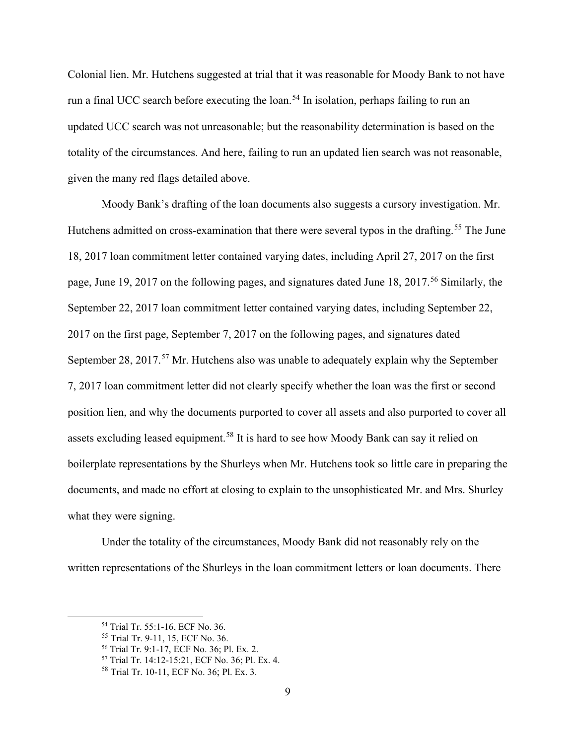Colonial lien. Mr. Hutchens suggested at trial that it was reasonable for Moody Bank to not have run a final UCC search before executing the loan.[54] In isolation, perhaps failing to run an updated UCC search was not unreasonable; but the reasonability determination is based on the totality of the circumstances. And here, failing to run an updated lien search was not reasonable, given the many red flags detailed above.

Moody Bank's drafting of the loan documents also suggests a cursory investigation. Mr. Hutchens admitted on cross-examination that there were several typos in the drafting.[55] The June 18, 2017 loan commitment letter contained varying dates, including April 27, 2017 on the first page, June 19, 2017 on the following pages, and signatures dated June 18, 2017.[56] Similarly, the September 22, 2017 loan commitment letter contained varying dates, including September 22, 2017 on the first page, September 7, 2017 on the following pages, and signatures dated September 28, 2017.[57] Mr. Hutchens also was unable to adequately explain why the September 7, 2017 loan commitment letter did not clearly specify whether the loan was the first or second position lien, and why the documents purported to cover all assets and also purported to cover all assets excluding leased equipment.[58] It is hard to see how Moody Bank can say it relied on boilerplate representations by the Shurleys when Mr. Hutchens took so little care in preparing the documents, and made no effort at closing to explain to the unsophisticated Mr. and Mrs. Shurley what they were signing.

Under the totality of the circumstances, Moody Bank did not reasonably rely on the written representations of the Shurleys in the loan commitment letters or loan documents. There

---

[54] Trial Tr. 55:1-16, ECF No. 36.

[55] Trial Tr. 9-11, 15, ECF No. 36.

[56] Trial Tr. 9:1-17, ECF No. 36; Pl. Ex. 2.

[57] Trial Tr. 14:12-15:21, ECF No. 36; Pl. Ex. 4.

[58] Trial Tr. 10-11, ECF No. 36; Pl. Ex. 3.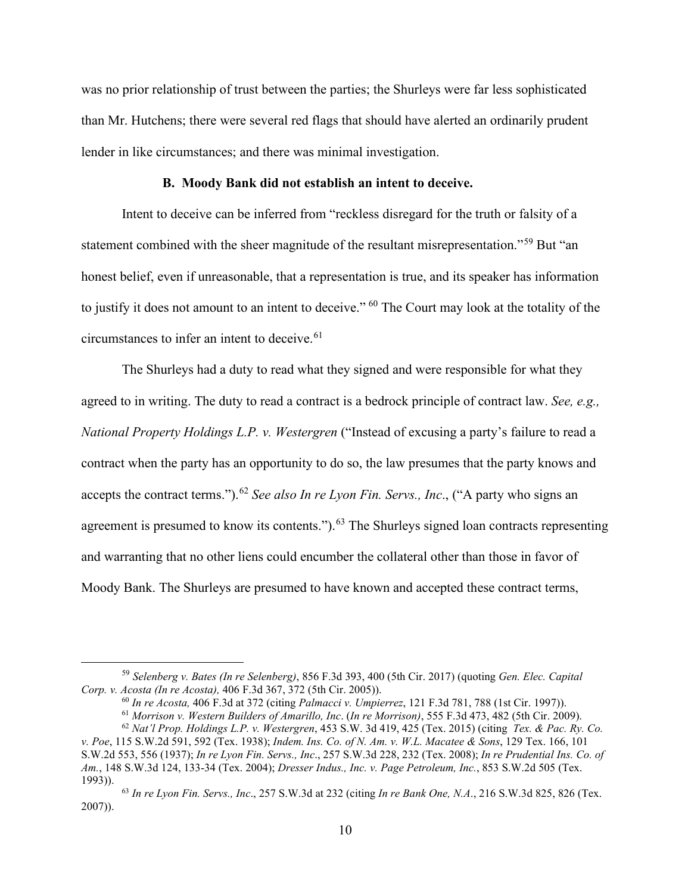was no prior relationship of trust between the parties; the Shurleys were far less sophisticated than Mr. Hutchens; there were several red flags that should have alerted an ordinarily prudent lender in like circumstances; and there was minimal investigation.

### B. Moody Bank did not establish an intent to deceive.

Intent to deceive can be inferred from "reckless disregard for the truth or falsity of a statement combined with the sheer magnitude of the resultant misrepresentation."[59] But "an honest belief, even if unreasonable, that a representation is true, and its speaker has information to justify it does not amount to an intent to deceive." [60] The Court may look at the totality of the circumstances to infer an intent to deceive.[61]

The Shurleys had a duty to read what they signed and were responsible for what they agreed to in writing. The duty to read a contract is a bedrock principle of contract law. *See, e.g., National Property Holdings L.P. v. Westergren* ("Instead of excusing a party's failure to read a contract when the party has an opportunity to do so, the law presumes that the party knows and accepts the contract terms.").[62] *See also In re Lyon Fin. Servs., Inc*., ("A party who signs an agreement is presumed to know its contents.").[63] The Shurleys signed loan contracts representing and warranting that no other liens could encumber the collateral other than those in favor of Moody Bank. The Shurleys are presumed to have known and accepted these contract terms,

---

[59] *Selenberg v. Bates (In re Selenberg)*, 856 F.3d 393, 400 (5th Cir. 2017) (quoting *Gen. Elec. Capital Corp. v. Acosta (In re Acosta),* 406 F.3d 367, 372 (5th Cir. 2005)).

[60] *In re Acosta,* 406 F.3d at 372 (citing *Palmacci v. Umpierrez*, 121 F.3d 781, 788 (1st Cir. 1997)).

[61] *Morrison v. Western Builders of Amarillo, Inc*. (*In re Morrison)*, 555 F.3d 473, 482 (5th Cir. 2009).

[62] *Nat'l Prop. Holdings L.P. v. Westergren*, 453 S.W. 3d 419, 425 (Tex. 2015) (citing *Tex. & Pac. Ry. Co. v. Poe*, 115 S.W.2d 591, 592 (Tex. 1938); *Indem. Ins. Co. of N. Am. v. W.L. Macatee & Sons*, 129 Tex. 166, 101 S.W.2d 553, 556 (1937); *In re Lyon Fin. Servs., Inc*., 257 S.W.3d 228, 232 (Tex. 2008); *In re Prudential Ins. Co. of Am.*, 148 S.W.3d 124, 133-34 (Tex. 2004); *Dresser Indus., Inc. v. Page Petroleum, Inc.*, 853 S.W.2d 505 (Tex. 1993)).

[63] *In re Lyon Fin. Servs., Inc*., 257 S.W.3d at 232 (citing *In re Bank One, N.A*., 216 S.W.3d 825, 826 (Tex. 2007)).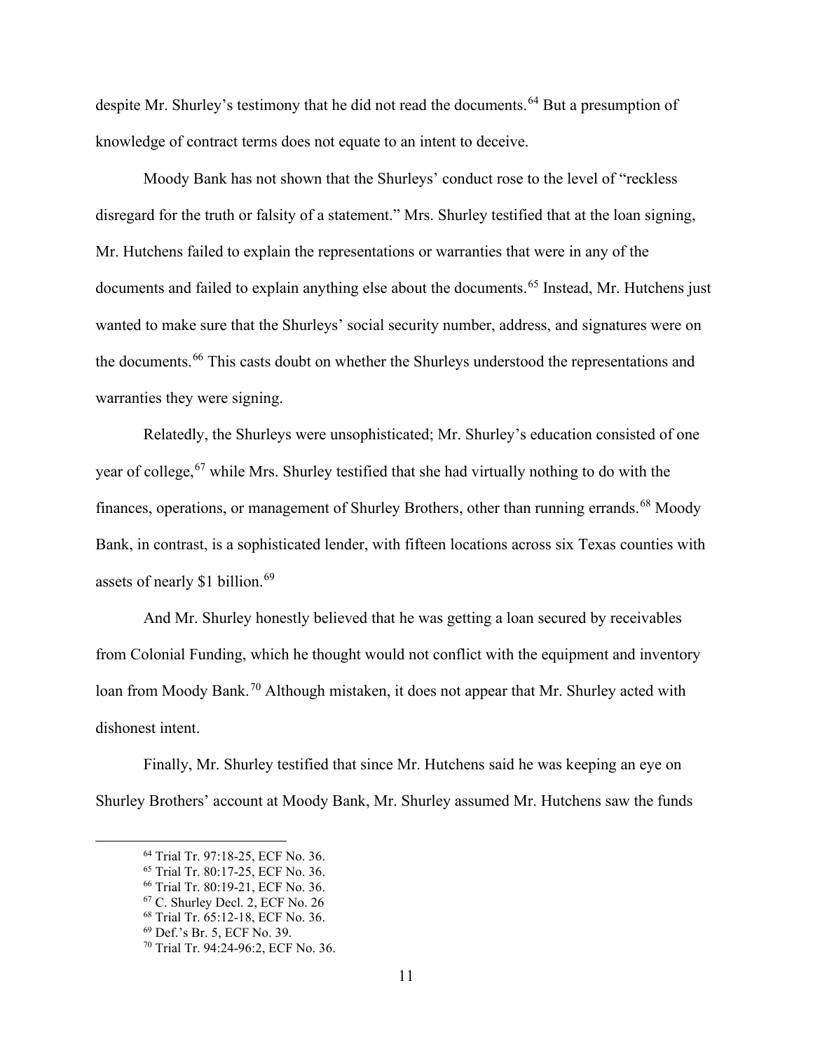despite Mr. Shurley's testimony that he did not read the documents.[64] But a presumption of knowledge of contract terms does not equate to an intent to deceive.

Moody Bank has not shown that the Shurleys' conduct rose to the level of "reckless disregard for the truth or falsity of a statement." Mrs. Shurley testified that at the loan signing, Mr. Hutchens failed to explain the representations or warranties that were in any of the documents and failed to explain anything else about the documents.[65] Instead, Mr. Hutchens just wanted to make sure that the Shurleys' social security number, address, and signatures were on the documents.[66] This casts doubt on whether the Shurleys understood the representations and warranties they were signing.

Relatedly, the Shurleys were unsophisticated; Mr. Shurley's education consisted of one year of college,[67] while Mrs. Shurley testified that she had virtually nothing to do with the finances, operations, or management of Shurley Brothers, other than running errands.[68] Moody Bank, in contrast, is a sophisticated lender, with fifteen locations across six Texas counties with assets of nearly $1 billion.[69]

And Mr. Shurley honestly believed that he was getting a loan secured by receivables from Colonial Funding, which he thought would not conflict with the equipment and inventory loan from Moody Bank.[70] Although mistaken, it does not appear that Mr. Shurley acted with dishonest intent.

Finally, Mr. Shurley testified that since Mr. Hutchens said he was keeping an eye on Shurley Brothers' account at Moody Bank, Mr. Shurley assumed Mr. Hutchens saw the funds

---

[64] Trial Tr. 97:18-25, ECF No. 36.

[65] Trial Tr. 80:17-25, ECF No. 36.

[66] Trial Tr. 80:19-21, ECF No. 36.

[67] C. Shurley Decl. 2, ECF No. 26

[68] Trial Tr. 65:12-18, ECF No. 36.

[69] Def.'s Br. 5, ECF No. 39.

[70] Trial Tr. 94:24-96:2, ECF No. 36.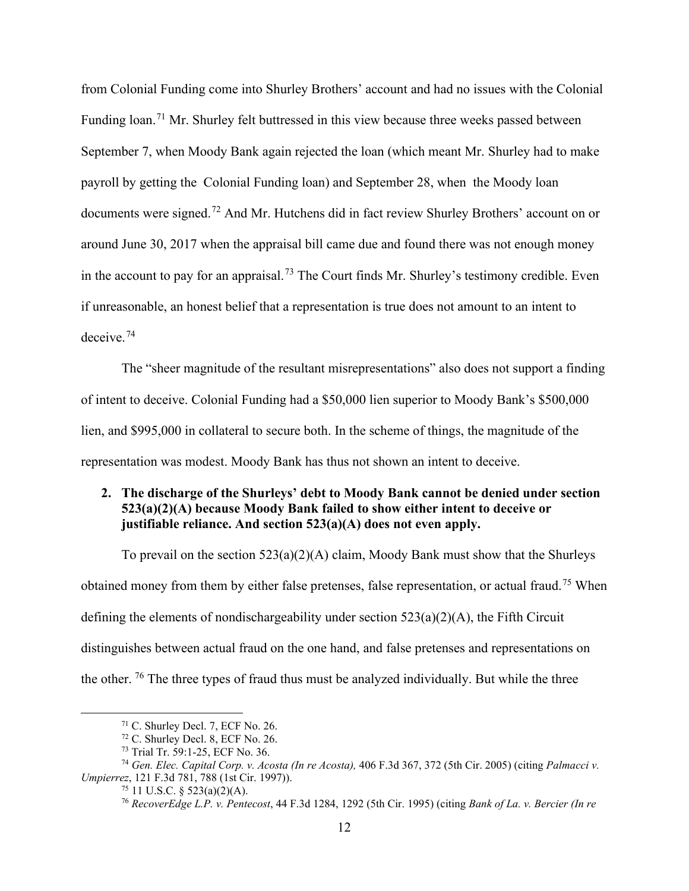from Colonial Funding come into Shurley Brothers' account and had no issues with the Colonial Funding loan.[71] Mr. Shurley felt buttressed in this view because three weeks passed between September 7, when Moody Bank again rejected the loan (which meant Mr. Shurley had to make payroll by getting the Colonial Funding loan) and September 28, when the Moody loan documents were signed.[72] And Mr. Hutchens did in fact review Shurley Brothers' account on or around June 30, 2017 when the appraisal bill came due and found there was not enough money in the account to pay for an appraisal.[73] The Court finds Mr. Shurley's testimony credible. Even if unreasonable, an honest belief that a representation is true does not amount to an intent to deceive.[74]

The "sheer magnitude of the resultant misrepresentations" also does not support a finding of intent to deceive. Colonial Funding had a $50,000 lien superior to Moody Bank's $500,000 lien, and $995,000 in collateral to secure both. In the scheme of things, the magnitude of the representation was modest. Moody Bank has thus not shown an intent to deceive.

**2. The discharge of the Shurleys' debt to Moody Bank cannot be denied under section 523(a)(2)(A) because Moody Bank failed to show either intent to deceive or justifiable reliance. And section 523(a)(A) does not even apply.**

To prevail on the section 523(a)(2)(A) claim, Moody Bank must show that the Shurleys obtained money from them by either false pretenses, false representation, or actual fraud.[75] When defining the elements of nondischargeability under section 523(a)(2)(A), the Fifth Circuit distinguishes between actual fraud on the one hand, and false pretenses and representations on the other.[76] The three types of fraud thus must be analyzed individually. But while the three

---

[71] C. Shurley Decl. 7, ECF No. 26.

[72] C. Shurley Decl. 8, ECF No. 26.

[73] Trial Tr. 59:1-25, ECF No. 36.

[74] *Gen. Elec. Capital Corp. v. Acosta (In re Acosta),* 406 F.3d 367, 372 (5th Cir. 2005) (citing *Palmacci v. Umpierrez*, 121 F.3d 781, 788 (1st Cir. 1997)).

[75] 11 U.S.C. § 523(a)(2)(A).

[76] *RecoverEdge L.P. v. Pentecost*, 44 F.3d 1284, 1292 (5th Cir. 1995) (citing *Bank of La. v. Bercier (In re*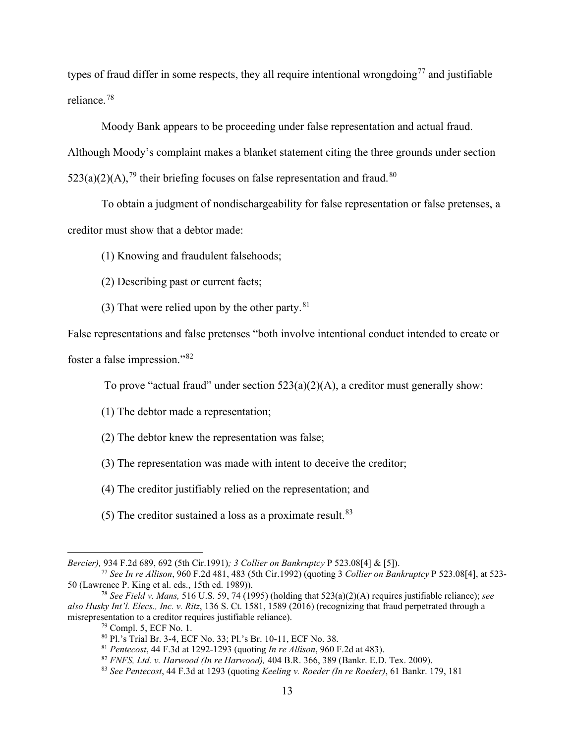types of fraud differ in some respects, they all require intentional wrongdoing[77] and justifiable reliance.[78]

Moody Bank appears to be proceeding under false representation and actual fraud. Although Moody's complaint makes a blanket statement citing the three grounds under section 523(a)(2)(A),[79] their briefing focuses on false representation and fraud.[80]

To obtain a judgment of nondischargeability for false representation or false pretenses, a creditor must show that a debtor made:

(1) Knowing and fraudulent falsehoods;

(2) Describing past or current facts;

(3) That were relied upon by the other party.[81]

False representations and false pretenses "both involve intentional conduct intended to create or foster a false impression."[82]

To prove "actual fraud" under section 523(a)(2)(A), a creditor must generally show:

(1) The debtor made a representation;

(2) The debtor knew the representation was false;

(3) The representation was made with intent to deceive the creditor;

(4) The creditor justifiably relied on the representation; and

(5) The creditor sustained a loss as a proximate result.[83]

---

*Bercier),* 934 F.2d 689, 692 (5th Cir.1991)*; 3 Collier on Bankruptcy* P 523.08[4] & [5]).

[77] *See In re Allison*, 960 F.2d 481, 483 (5th Cir.1992) (quoting 3 *Collier on Bankruptcy* P 523.08[4], at 523-50 (Lawrence P. King et al. eds., 15th ed. 1989)).

[78] *See Field v. Mans,* 516 U.S. 59, 74 (1995) (holding that 523(a)(2)(A) requires justifiable reliance); *see also Husky Int'l. Elecs., Inc. v. Ritz*, 136 S. Ct. 1581, 1589 (2016) (recognizing that fraud perpetrated through a misrepresentation to a creditor requires justifiable reliance).

[79] Compl. 5, ECF No. 1.

[80] Pl.'s Trial Br. 3-4, ECF No. 33; Pl.'s Br. 10-11, ECF No. 38.

[81] *Pentecost*, 44 F.3d at 1292-1293 (quoting *In re Allison*, 960 F.2d at 483).

[82] *FNFS, Ltd. v. Harwood (In re Harwood),* 404 B.R. 366, 389 (Bankr. E.D. Tex. 2009).

[83] *See Pentecost*, 44 F.3d at 1293 (quoting *Keeling v. Roeder (In re Roeder)*, 61 Bankr. 179, 181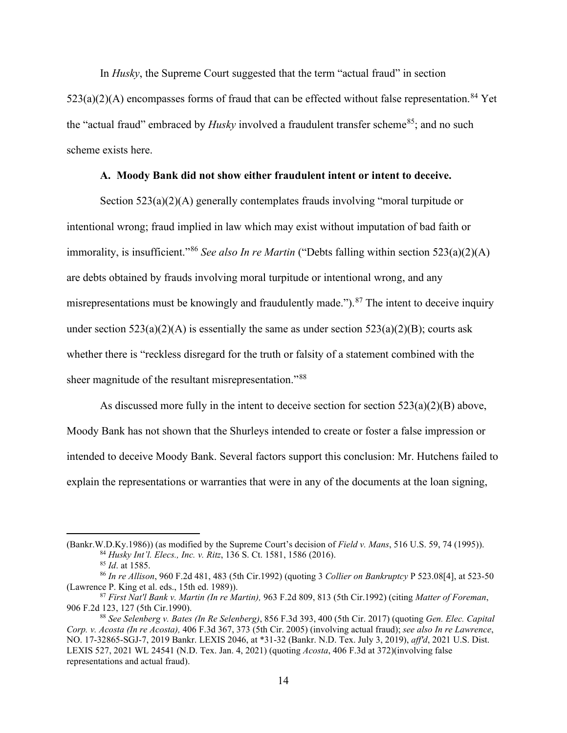In *Husky*, the Supreme Court suggested that the term "actual fraud" in section 523(a)(2)(A) encompasses forms of fraud that can be effected without false representation.[84] Yet the "actual fraud" embraced by *Husky* involved a fraudulent transfer scheme[85]; and no such scheme exists here.

### A. Moody Bank did not show either fraudulent intent or intent to deceive.

Section 523(a)(2)(A) generally contemplates frauds involving "moral turpitude or intentional wrong; fraud implied in law which may exist without imputation of bad faith or immorality, is insufficient."[86] *See also In re Martin* ("Debts falling within section 523(a)(2)(A) are debts obtained by frauds involving moral turpitude or intentional wrong, and any misrepresentations must be knowingly and fraudulently made.").[87] The intent to deceive inquiry under section 523(a)(2)(A) is essentially the same as under section 523(a)(2)(B); courts ask whether there is "reckless disregard for the truth or falsity of a statement combined with the sheer magnitude of the resultant misrepresentation."[88]

As discussed more fully in the intent to deceive section for section 523(a)(2)(B) above, Moody Bank has not shown that the Shurleys intended to create or foster a false impression or intended to deceive Moody Bank. Several factors support this conclusion: Mr. Hutchens failed to explain the representations or warranties that were in any of the documents at the loan signing,

---

(Bankr.W.D.Ky.1986)) (as modified by the Supreme Court's decision of *Field v. Mans*, 516 U.S. 59, 74 (1995)).

[84] *Husky Int'l. Elecs., Inc. v. Ritz*, 136 S. Ct. 1581, 1586 (2016).

[85] *Id*. at 1585.

[86] *In re Allison*, 960 F.2d 481, 483 (5th Cir.1992) (quoting 3 *Collier on Bankruptcy* P 523.08[4], at 523-50 (Lawrence P. King et al. eds., 15th ed. 1989)).

[87] *First Nat'l Bank v. Martin (In re Martin),* 963 F.2d 809, 813 (5th Cir.1992) (citing *Matter of Foreman*, 906 F.2d 123, 127 (5th Cir.1990).

[88] *See Selenberg v. Bates (In Re Selenberg)*, 856 F.3d 393, 400 (5th Cir. 2017) (quoting *Gen. Elec. Capital Corp. v. Acosta (In re Acosta),* 406 F.3d 367, 373 (5th Cir. 2005) (involving actual fraud); *see also In re Lawrence*, NO. 17-32865-SGJ-7, 2019 Bankr. LEXIS 2046, at *31-32 (Bankr. N.D. Tex. July 3, 2019), *aff'd*, 2021 U.S. Dist. LEXIS 527, 2021 WL 24541 (N.D. Tex. Jan. 4, 2021) (quoting *Acosta*, 406 F.3d at 372)(involving false representations and actual fraud).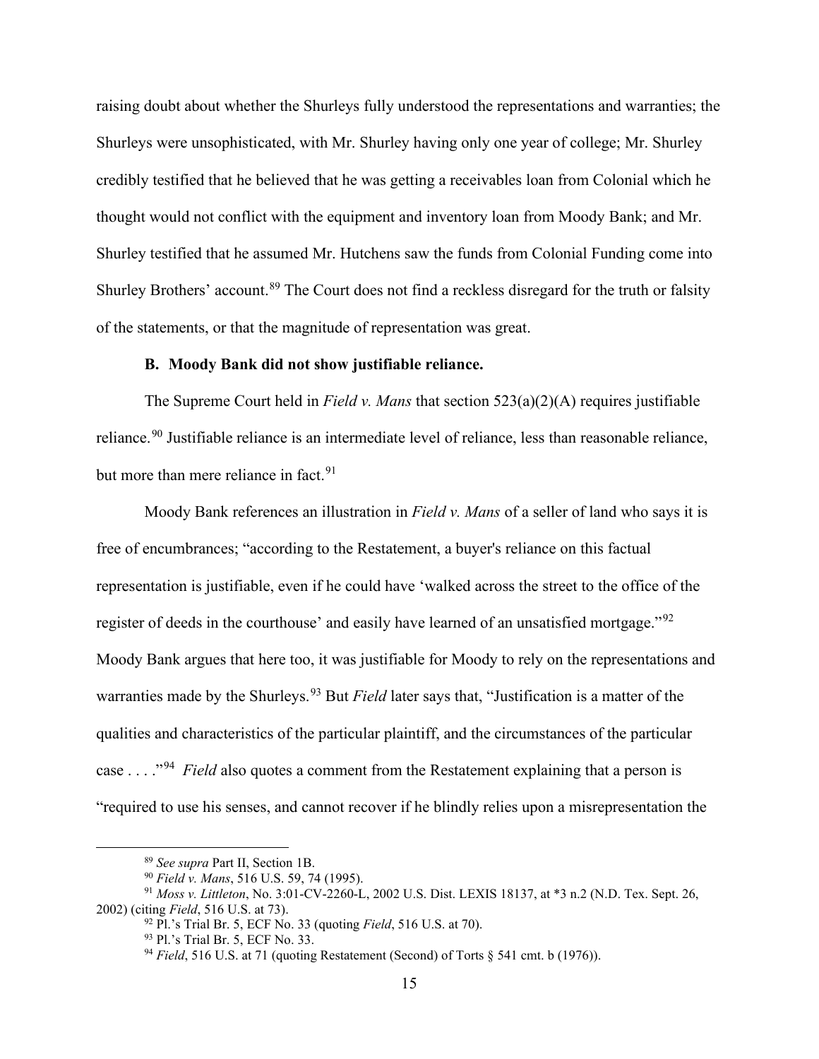raising doubt about whether the Shurleys fully understood the representations and warranties; the Shurleys were unsophisticated, with Mr. Shurley having only one year of college; Mr. Shurley credibly testified that he believed that he was getting a receivables loan from Colonial which he thought would not conflict with the equipment and inventory loan from Moody Bank; and Mr. Shurley testified that he assumed Mr. Hutchens saw the funds from Colonial Funding come into Shurley Brothers' account.[89] The Court does not find a reckless disregard for the truth or falsity of the statements, or that the magnitude of representation was great.

**B. Moody Bank did not show justifiable reliance.**

The Supreme Court held in *Field v. Mans* that section 523(a)(2)(A) requires justifiable reliance.[90] Justifiable reliance is an intermediate level of reliance, less than reasonable reliance, but more than mere reliance in fact.[91]

Moody Bank references an illustration in *Field v. Mans* of a seller of land who says it is free of encumbrances; "according to the Restatement, a buyer's reliance on this factual representation is justifiable, even if he could have 'walked across the street to the office of the register of deeds in the courthouse' and easily have learned of an unsatisfied mortgage."[92] Moody Bank argues that here too, it was justifiable for Moody to rely on the representations and warranties made by the Shurleys.[93] But *Field* later says that, "Justification is a matter of the qualities and characteristics of the particular plaintiff, and the circumstances of the particular case . . . ."[94] *Field* also quotes a comment from the Restatement explaining that a person is "required to use his senses, and cannot recover if he blindly relies upon a misrepresentation the

---

[89] *See supra* Part II, Section 1B.

[90] *Field v. Mans*, 516 U.S. 59, 74 (1995).

[91] *Moss v. Littleton*, No. 3:01-CV-2260-L, 2002 U.S. Dist. LEXIS 18137, at *3 n.2 (N.D. Tex. Sept. 26, 2002) (citing *Field*, 516 U.S. at 73).

[92] Pl.'s Trial Br. 5, ECF No. 33 (quoting *Field*, 516 U.S. at 70).

[93] Pl.'s Trial Br. 5, ECF No. 33.

[94] *Field*, 516 U.S. at 71 (quoting Restatement (Second) of Torts § 541 cmt. b (1976)).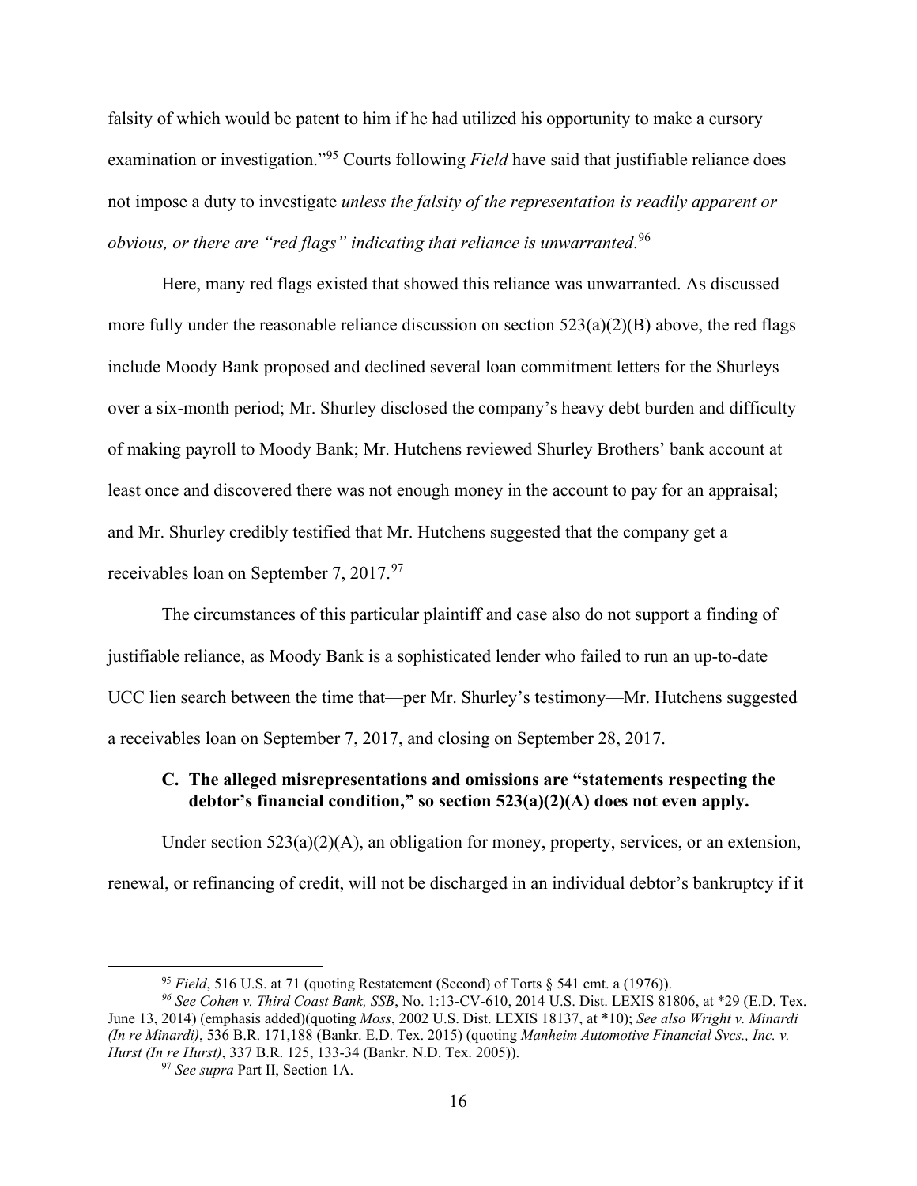falsity of which would be patent to him if he had utilized his opportunity to make a cursory examination or investigation."[95] Courts following *Field* have said that justifiable reliance does not impose a duty to investigate *unless the falsity of the representation is readily apparent or obvious, or there are "red flags" indicating that reliance is unwarranted*.[96]

Here, many red flags existed that showed this reliance was unwarranted. As discussed more fully under the reasonable reliance discussion on section 523(a)(2)(B) above, the red flags include Moody Bank proposed and declined several loan commitment letters for the Shurleys over a six-month period; Mr. Shurley disclosed the company's heavy debt burden and difficulty of making payroll to Moody Bank; Mr. Hutchens reviewed Shurley Brothers' bank account at least once and discovered there was not enough money in the account to pay for an appraisal; and Mr. Shurley credibly testified that Mr. Hutchens suggested that the company get a receivables loan on September 7, 2017.[97]

The circumstances of this particular plaintiff and case also do not support a finding of justifiable reliance, as Moody Bank is a sophisticated lender who failed to run an up-to-date UCC lien search between the time that—per Mr. Shurley's testimony—Mr. Hutchens suggested a receivables loan on September 7, 2017, and closing on September 28, 2017.

### C. The alleged misrepresentations and omissions are "statements respecting the debtor's financial condition," so section 523(a)(2)(A) does not even apply.

Under section 523(a)(2)(A), an obligation for money, property, services, or an extension, renewal, or refinancing of credit, will not be discharged in an individual debtor's bankruptcy if it

---

[95] *Field*, 516 U.S. at 71 (quoting Restatement (Second) of Torts § 541 cmt. a (1976)).

[96] *See Cohen v. Third Coast Bank, SSB*, No. 1:13-CV-610, 2014 U.S. Dist. LEXIS 81806, at *29 (E.D. Tex. June 13, 2014) (emphasis added)(quoting *Moss*, 2002 U.S. Dist. LEXIS 18137, at *10); *See also Wright v. Minardi (In re Minardi)*, 536 B.R. 171,188 (Bankr. E.D. Tex. 2015) (quoting *Manheim Automotive Financial Svcs., Inc. v. Hurst (In re Hurst)*, 337 B.R. 125, 133-34 (Bankr. N.D. Tex. 2005)).

[97] *See supra* Part II, Section 1A.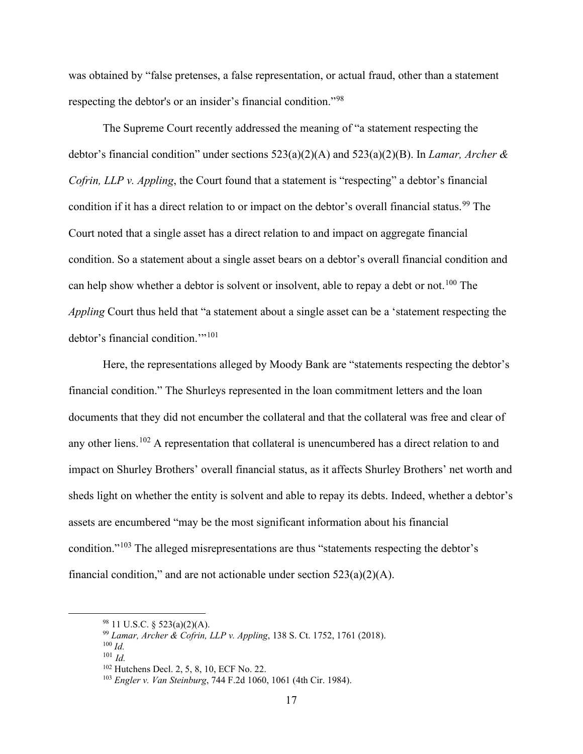was obtained by "false pretenses, a false representation, or actual fraud, other than a statement respecting the debtor's or an insider's financial condition."[98]

The Supreme Court recently addressed the meaning of "a statement respecting the debtor's financial condition" under sections 523(a)(2)(A) and 523(a)(2)(B). In *Lamar, Archer & Cofrin, LLP v. Appling*, the Court found that a statement is "respecting" a debtor's financial condition if it has a direct relation to or impact on the debtor's overall financial status.[99] The Court noted that a single asset has a direct relation to and impact on aggregate financial condition. So a statement about a single asset bears on a debtor's overall financial condition and can help show whether a debtor is solvent or insolvent, able to repay a debt or not.[100] The *Appling* Court thus held that "a statement about a single asset can be a 'statement respecting the debtor's financial condition.'"[101]

Here, the representations alleged by Moody Bank are "statements respecting the debtor's financial condition." The Shurleys represented in the loan commitment letters and the loan documents that they did not encumber the collateral and that the collateral was free and clear of any other liens.[102] A representation that collateral is unencumbered has a direct relation to and impact on Shurley Brothers' overall financial status, as it affects Shurley Brothers' net worth and sheds light on whether the entity is solvent and able to repay its debts. Indeed, whether a debtor's assets are encumbered "may be the most significant information about his financial condition."[103] The alleged misrepresentations are thus "statements respecting the debtor's financial condition," and are not actionable under section 523(a)(2)(A).

---

[98] 11 U.S.C. § 523(a)(2)(A).

[99] *Lamar, Archer & Cofrin, LLP v. Appling*, 138 S. Ct. 1752, 1761 (2018).

[100] *Id.*

[101] *Id.*

[102] Hutchens Decl. 2, 5, 8, 10, ECF No. 22.

[103] *Engler v. Van Steinburg*, 744 F.2d 1060, 1061 (4th Cir. 1984).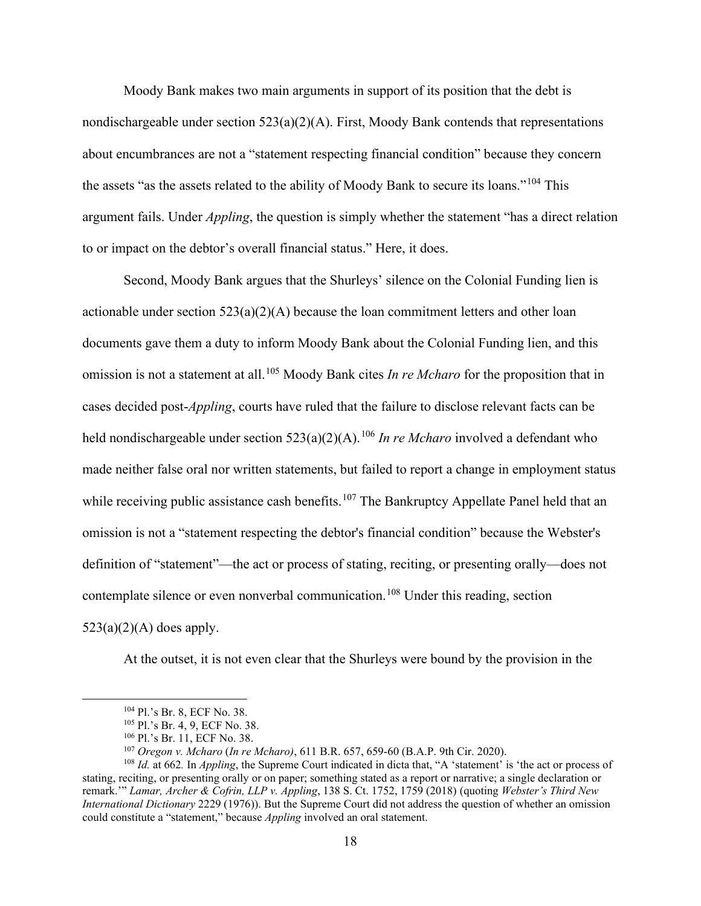Moody Bank makes two main arguments in support of its position that the debt is nondischargeable under section 523(a)(2)(A). First, Moody Bank contends that representations about encumbrances are not a "statement respecting financial condition" because they concern the assets "as the assets related to the ability of Moody Bank to secure its loans."[104] This argument fails. Under *Appling*, the question is simply whether the statement "has a direct relation to or impact on the debtor's overall financial status." Here, it does.

Second, Moody Bank argues that the Shurleys' silence on the Colonial Funding lien is actionable under section 523(a)(2)(A) because the loan commitment letters and other loan documents gave them a duty to inform Moody Bank about the Colonial Funding lien, and this omission is not a statement at all.[105] Moody Bank cites *In re Mcharo* for the proposition that in cases decided post-*Appling*, courts have ruled that the failure to disclose relevant facts can be held nondischargeable under section 523(a)(2)(A).[106] *In re Mcharo* involved a defendant who made neither false oral nor written statements, but failed to report a change in employment status while receiving public assistance cash benefits.[107] The Bankruptcy Appellate Panel held that an omission is not a "statement respecting the debtor's financial condition" because the Webster's definition of "statement"—the act or process of stating, reciting, or presenting orally—does not contemplate silence or even nonverbal communication.[108] Under this reading, section 523(a)(2)(A) does apply.

At the outset, it is not even clear that the Shurleys were bound by the provision in the

---

[104] Pl.'s Br. 8, ECF No. 38.

[105] Pl.'s Br. 4, 9, ECF No. 38.

[106] Pl.'s Br. 11, ECF No. 38.

[107] *Oregon v. Mcharo* (*In re Mcharo)*, 611 B.R. 657, 659-60 (B.A.P. 9th Cir. 2020).

[108] *Id.* at 662*.* In *Appling*, the Supreme Court indicated in dicta that, "A 'statement' is 'the act or process of stating, reciting, or presenting orally or on paper; something stated as a report or narrative; a single declaration or remark.'" *Lamar, Archer & Cofrin, LLP v. Appling*, 138 S. Ct. 1752, 1759 (2018) (quoting *Webster's Third New International Dictionary* 2229 (1976)). But the Supreme Court did not address the question of whether an omission could constitute a "statement," because *Appling* involved an oral statement.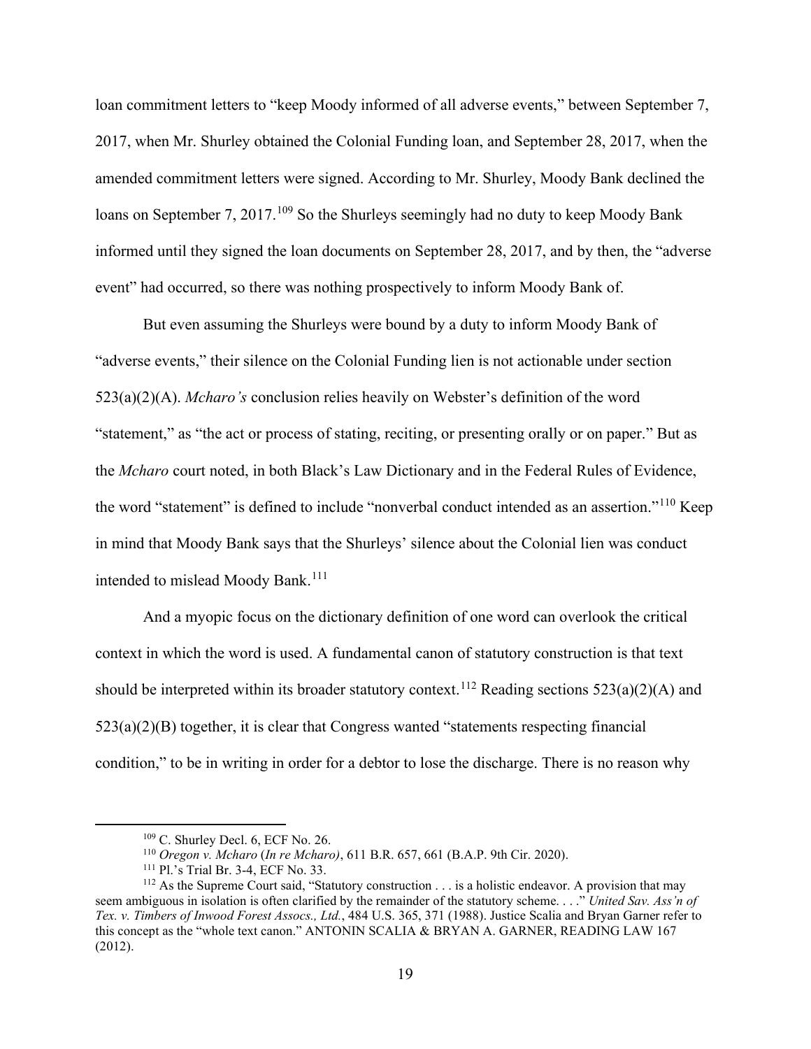loan commitment letters to "keep Moody informed of all adverse events," between September 7, 2017, when Mr. Shurley obtained the Colonial Funding loan, and September 28, 2017, when the amended commitment letters were signed. According to Mr. Shurley, Moody Bank declined the loans on September 7, 2017.[109] So the Shurleys seemingly had no duty to keep Moody Bank informed until they signed the loan documents on September 28, 2017, and by then, the "adverse event" had occurred, so there was nothing prospectively to inform Moody Bank of.

But even assuming the Shurleys were bound by a duty to inform Moody Bank of "adverse events," their silence on the Colonial Funding lien is not actionable under section 523(a)(2)(A). *Mcharo's* conclusion relies heavily on Webster's definition of the word "statement," as "the act or process of stating, reciting, or presenting orally or on paper." But as the *Mcharo* court noted, in both Black's Law Dictionary and in the Federal Rules of Evidence, the word "statement" is defined to include "nonverbal conduct intended as an assertion."[110] Keep in mind that Moody Bank says that the Shurleys' silence about the Colonial lien was conduct intended to mislead Moody Bank.[111]

And a myopic focus on the dictionary definition of one word can overlook the critical context in which the word is used. A fundamental canon of statutory construction is that text should be interpreted within its broader statutory context.[112] Reading sections 523(a)(2)(A) and 523(a)(2)(B) together, it is clear that Congress wanted "statements respecting financial condition," to be in writing in order for a debtor to lose the discharge. There is no reason why

---

[109] C. Shurley Decl. 6, ECF No. 26.

[110] *Oregon v. Mcharo* (*In re Mcharo*), 611 B.R. 657, 661 (B.A.P. 9th Cir. 2020).

[111] Pl.'s Trial Br. 3-4, ECF No. 33.

[112] As the Supreme Court said, "Statutory construction . . . is a holistic endeavor. A provision that may seem ambiguous in isolation is often clarified by the remainder of the statutory scheme. . . ." *United Sav. Ass'n of Tex. v. Timbers of Inwood Forest Assocs., Ltd.*, 484 U.S. 365, 371 (1988). Justice Scalia and Bryan Garner refer to this concept as the "whole text canon." ANTONIN SCALIA & BRYAN A. GARNER, READING LAW 167 (2012).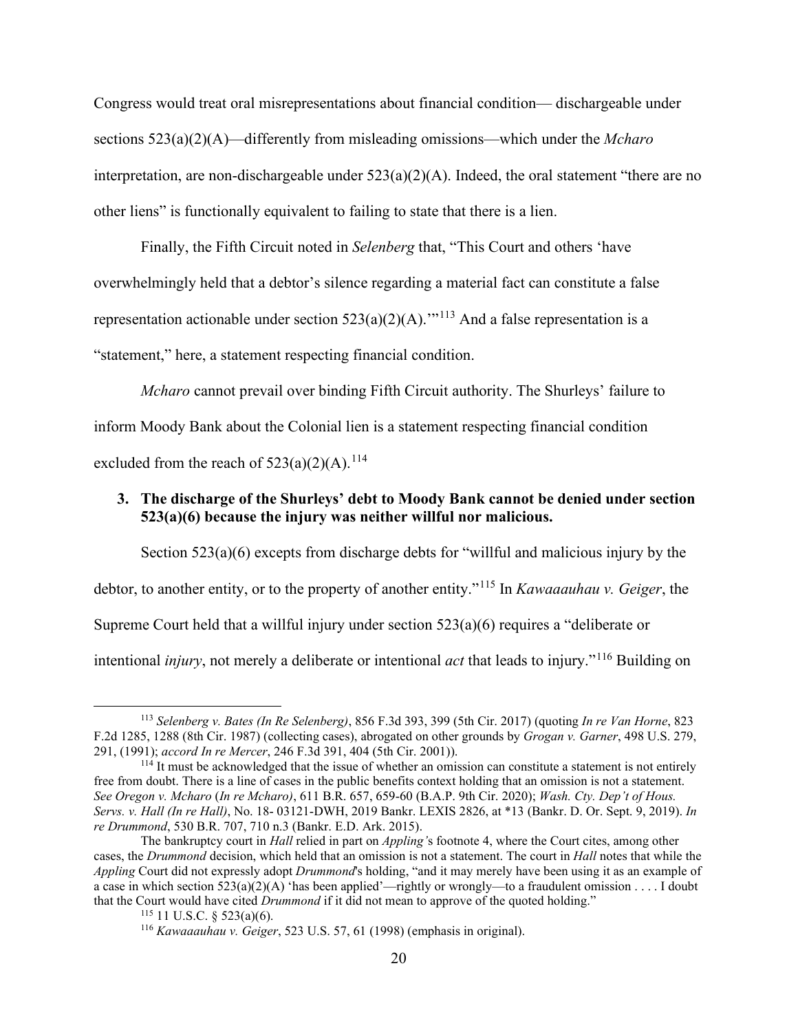Congress would treat oral misrepresentations about financial condition— dischargeable under sections 523(a)(2)(A)—differently from misleading omissions—which under the *Mcharo* interpretation, are non-dischargeable under 523(a)(2)(A). Indeed, the oral statement "there are no other liens" is functionally equivalent to failing to state that there is a lien.

Finally, the Fifth Circuit noted in *Selenberg* that, "This Court and others 'have overwhelmingly held that a debtor's silence regarding a material fact can constitute a false representation actionable under section 523(a)(2)(A).'"[113] And a false representation is a "statement," here, a statement respecting financial condition.

*Mcharo* cannot prevail over binding Fifth Circuit authority. The Shurleys' failure to inform Moody Bank about the Colonial lien is a statement respecting financial condition excluded from the reach of 523(a)(2)(A).[114]

### 3. The discharge of the Shurleys' debt to Moody Bank cannot be denied under section 523(a)(6) because the injury was neither willful nor malicious.

Section 523(a)(6) excepts from discharge debts for "willful and malicious injury by the debtor, to another entity, or to the property of another entity."[115] In *Kawaaauhau v. Geiger*, the Supreme Court held that a willful injury under section 523(a)(6) requires a "deliberate or intentional *injury*, not merely a deliberate or intentional *act* that leads to injury."[116] Building on

---

[113] *Selenberg v. Bates (In Re Selenberg)*, 856 F.3d 393, 399 (5th Cir. 2017) (quoting *In re Van Horne*, 823 F.2d 1285, 1288 (8th Cir. 1987) (collecting cases), abrogated on other grounds by *Grogan v. Garner*, 498 U.S. 279, 291, (1991); *accord In re Mercer*, 246 F.3d 391, 404 (5th Cir. 2001)).

[114] It must be acknowledged that the issue of whether an omission can constitute a statement is not entirely free from doubt. There is a line of cases in the public benefits context holding that an omission is not a statement. *See Oregon v. Mcharo* (*In re Mcharo)*, 611 B.R. 657, 659-60 (B.A.P. 9th Cir. 2020); *Wash. Cty. Dep't of Hous. Servs. v. Hall (In re Hall)*, No. 18- 03121-DWH, 2019 Bankr. LEXIS 2826, at *13 (Bankr. D. Or. Sept. 9, 2019). *In re Drummond*, 530 B.R. 707, 710 n.3 (Bankr. E.D. Ark. 2015).

The bankruptcy court in *Hall* relied in part on *Appling'*s footnote 4, where the Court cites, among other cases, the *Drummond* decision, which held that an omission is not a statement. The court in *Hall* notes that while the *Appling* Court did not expressly adopt *Drummond*'s holding, "and it may merely have been using it as an example of a case in which section 523(a)(2)(A) 'has been applied'—rightly or wrongly—to a fraudulent omission . . . . I doubt that the Court would have cited *Drummond* if it did not mean to approve of the quoted holding."

[115] 11 U.S.C. § 523(a)(6).

[116] *Kawaaauhau v. Geiger*, 523 U.S. 57, 61 (1998) (emphasis in original).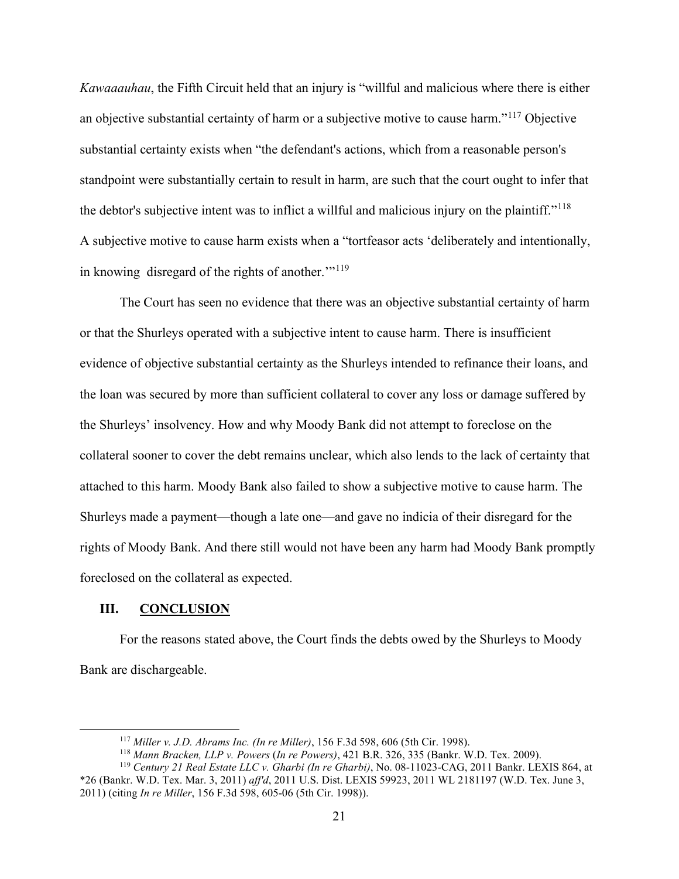*Kawaaauhau*, the Fifth Circuit held that an injury is "willful and malicious where there is either an objective substantial certainty of harm or a subjective motive to cause harm."[117] Objective substantial certainty exists when "the defendant's actions, which from a reasonable person's standpoint were substantially certain to result in harm, are such that the court ought to infer that the debtor's subjective intent was to inflict a willful and malicious injury on the plaintiff."[118] A subjective motive to cause harm exists when a "tortfeasor acts 'deliberately and intentionally, in knowing disregard of the rights of another.'"[119]

The Court has seen no evidence that there was an objective substantial certainty of harm or that the Shurleys operated with a subjective intent to cause harm. There is insufficient evidence of objective substantial certainty as the Shurleys intended to refinance their loans, and the loan was secured by more than sufficient collateral to cover any loss or damage suffered by the Shurleys' insolvency. How and why Moody Bank did not attempt to foreclose on the collateral sooner to cover the debt remains unclear, which also lends to the lack of certainty that attached to this harm. Moody Bank also failed to show a subjective motive to cause harm. The Shurleys made a payment—though a late one—and gave no indicia of their disregard for the rights of Moody Bank. And there still would not have been any harm had Moody Bank promptly foreclosed on the collateral as expected.

## III. CONCLUSION

For the reasons stated above, the Court finds the debts owed by the Shurleys to Moody Bank are dischargeable.

---

[117] *Miller v. J.D. Abrams Inc. (In re Miller)*, 156 F.3d 598, 606 (5th Cir. 1998).

[118] *Mann Bracken, LLP v. Powers* (*In re Powers)*, 421 B.R. 326, 335 (Bankr. W.D. Tex. 2009).

[119] *Century 21 Real Estate LLC v. Gharbi (In re Gharbi)*, No. 08-11023-CAG, 2011 Bankr. LEXIS 864, at *26 (Bankr. W.D. Tex. Mar. 3, 2011) *aff'd*, 2011 U.S. Dist. LEXIS 59923, 2011 WL 2181197 (W.D. Tex. June 3, 2011) (citing *In re Miller*, 156 F.3d 598, 605-06 (5th Cir. 1998)).